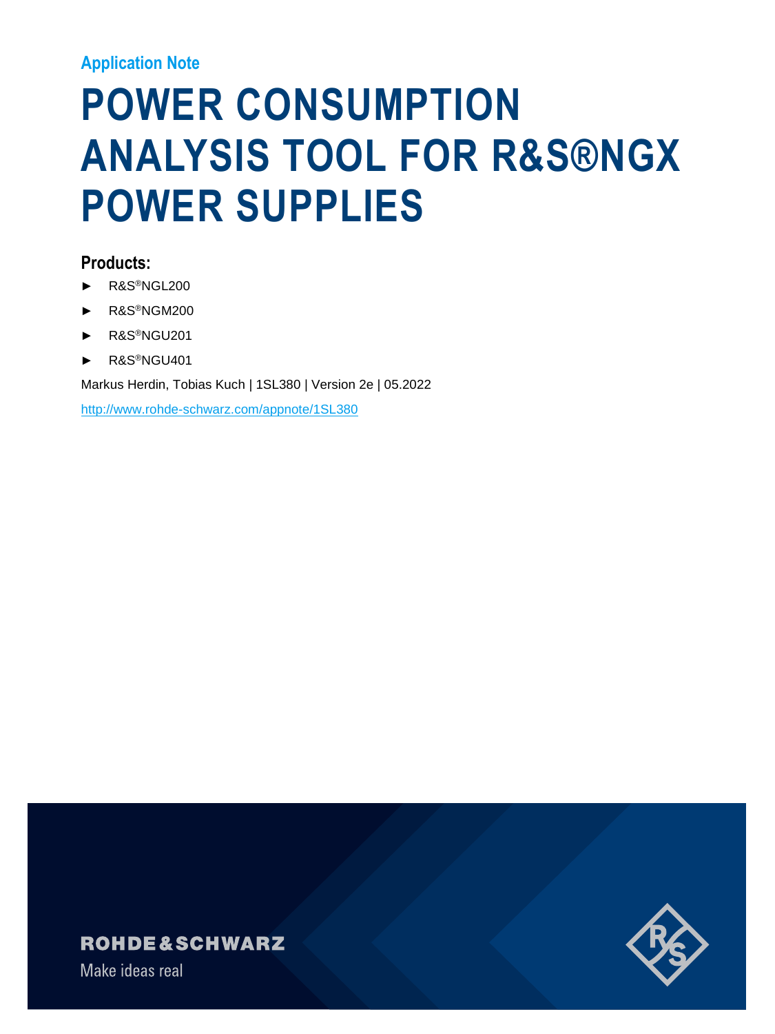Application Note

# POWER CONSUMPTION ANALYSIS TOOL FOR R&S®NGX POWER SUPPLIES

## Products:

- ► R&S®NGL200
- ► R&S®NGM200
- ► R&S®NGU201
- ► R&S®NGU401

Markus Herdin, Tobias Kuch | 1SL380 | Version 2e | 05.2022

http://www.rohde-schwarz.com/appnote/1SL380

ROHDE&SCHWARZ

Make ideas real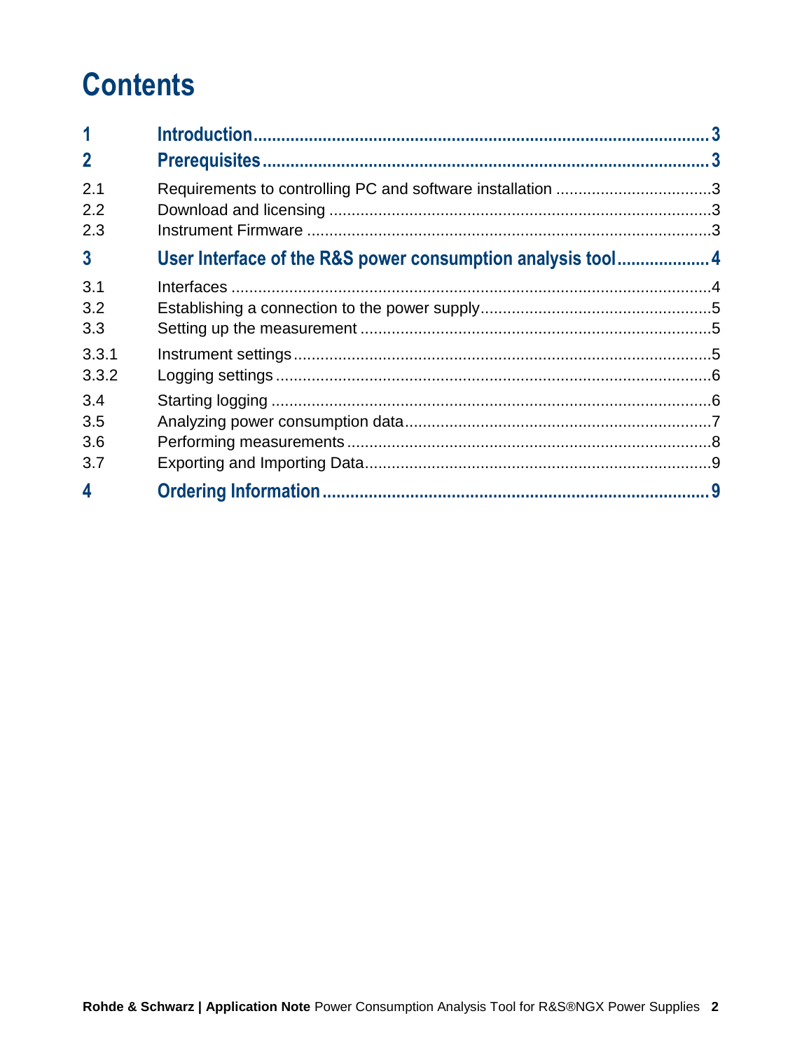# Contents

| | | |
|---|---|---|
| **1** | **Introduction** | **3** |
| **2** | **Prerequisites** | **3** |
| 2.1 | Requirements to controlling PC and software installation | 3 |
| 2.2 | Download and licensing | 3 |
| 2.3 | Instrument Firmware | 3 |
| **3** | **User Interface of the R&S power consumption analysis tool** | **4** |
| 3.1 | Interfaces | 4 |
| 3.2 | Establishing a connection to the power supply | 5 |
| 3.3 | Setting up the measurement | 5 |
| 3.3.1 | Instrument settings | 5 |
| 3.3.2 | Logging settings | 6 |
| 3.4 | Starting logging | 6 |
| 3.5 | Analyzing power consumption data | 7 |
| 3.6 | Performing measurements | 8 |
| 3.7 | Exporting and Importing Data | 9 |
| **4** | **Ordering Information** | **9** |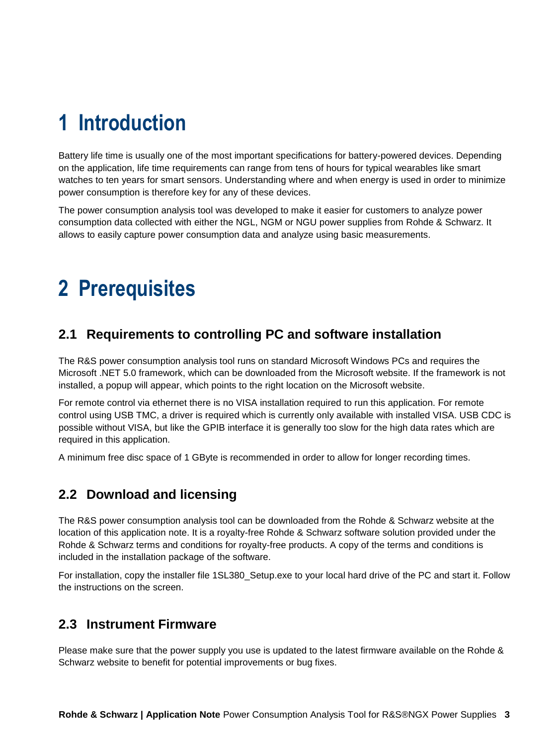# 1 Introduction

Battery life time is usually one of the most important specifications for battery-powered devices. Depending on the application, life time requirements can range from tens of hours for typical wearables like smart watches to ten years for smart sensors. Understanding where and when energy is used in order to minimize power consumption is therefore key for any of these devices.

The power consumption analysis tool was developed to make it easier for customers to analyze power consumption data collected with either the NGL, NGM or NGU power supplies from Rohde & Schwarz. It allows to easily capture power consumption data and analyze using basic measurements.

# 2 Prerequisites

## 2.1 Requirements to controlling PC and software installation

The R&S power consumption analysis tool runs on standard Microsoft Windows PCs and requires the Microsoft .NET 5.0 framework, which can be downloaded from the Microsoft website. If the framework is not installed, a popup will appear, which points to the right location on the Microsoft website.

For remote control via ethernet there is no VISA installation required to run this application. For remote control using USB TMC, a driver is required which is currently only available with installed VISA. USB CDC is possible without VISA, but like the GPIB interface it is generally too slow for the high data rates which are required in this application.

A minimum free disc space of 1 GByte is recommended in order to allow for longer recording times.

## 2.2 Download and licensing

The R&S power consumption analysis tool can be downloaded from the Rohde & Schwarz website at the location of this application note. It is a royalty-free Rohde & Schwarz software solution provided under the Rohde & Schwarz terms and conditions for royalty-free products. A copy of the terms and conditions is included in the installation package of the software.

For installation, copy the installer file 1SL380_Setup.exe to your local hard drive of the PC and start it. Follow the instructions on the screen.

## 2.3 Instrument Firmware

Please make sure that the power supply you use is updated to the latest firmware available on the Rohde & Schwarz website to benefit for potential improvements or bug fixes.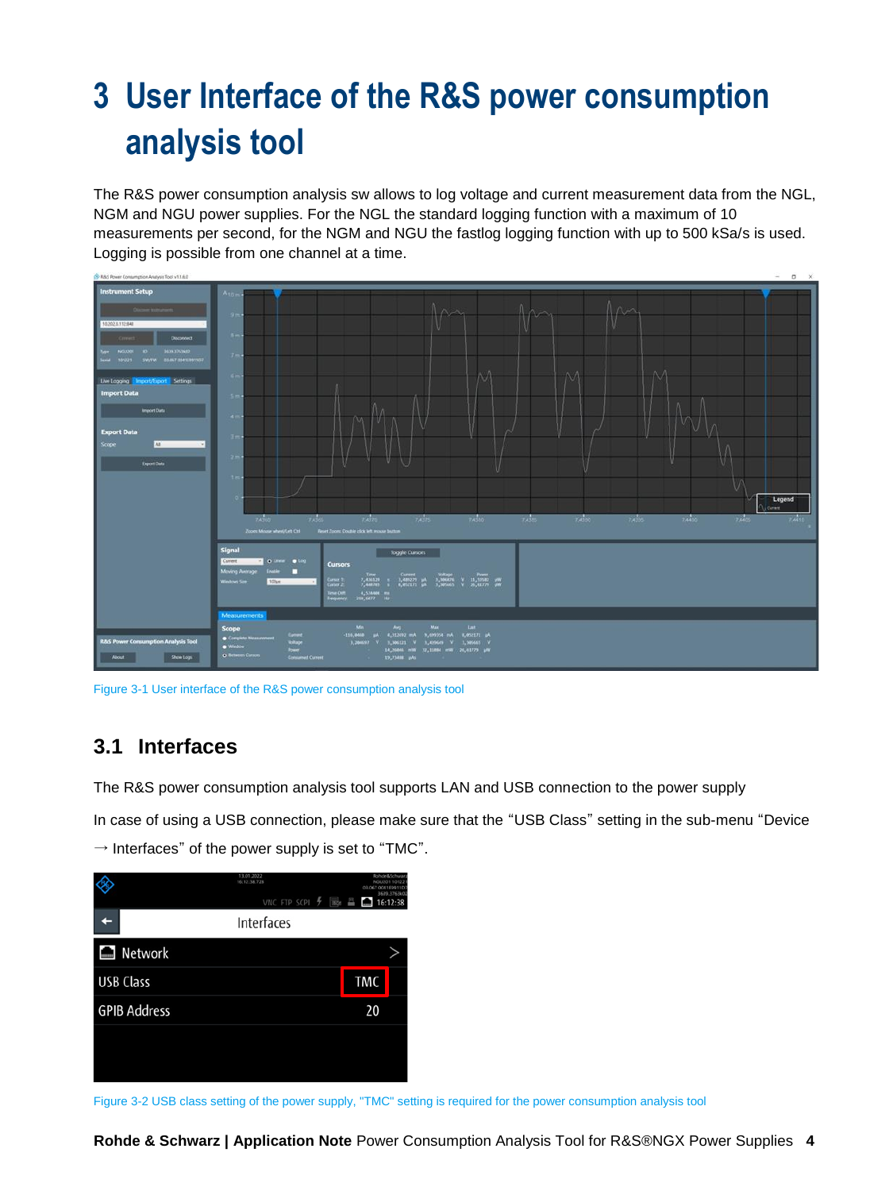# 3 User Interface of the R&S power consumption analysis tool

The R&S power consumption analysis sw allows to log voltage and current measurement data from the NGL, NGM and NGU power supplies. For the NGL the standard logging function with a maximum of 10 measurements per second, for the NGM and NGU the fastlog logging function with up to 500 kSa/s is used. Logging is possible from one channel at a time.

Figure 3-1 User interface of the R&S power consumption analysis tool

## 3.1 Interfaces

The R&S power consumption analysis tool supports LAN and USB connection to the power supply

In case of using a USB connection, please make sure that the "USB Class" setting in the sub-menu "Device → Interfaces" of the power supply is set to "TMC".

Figure 3-2 USB class setting of the power supply, "TMC" setting is required for the power consumption analysis tool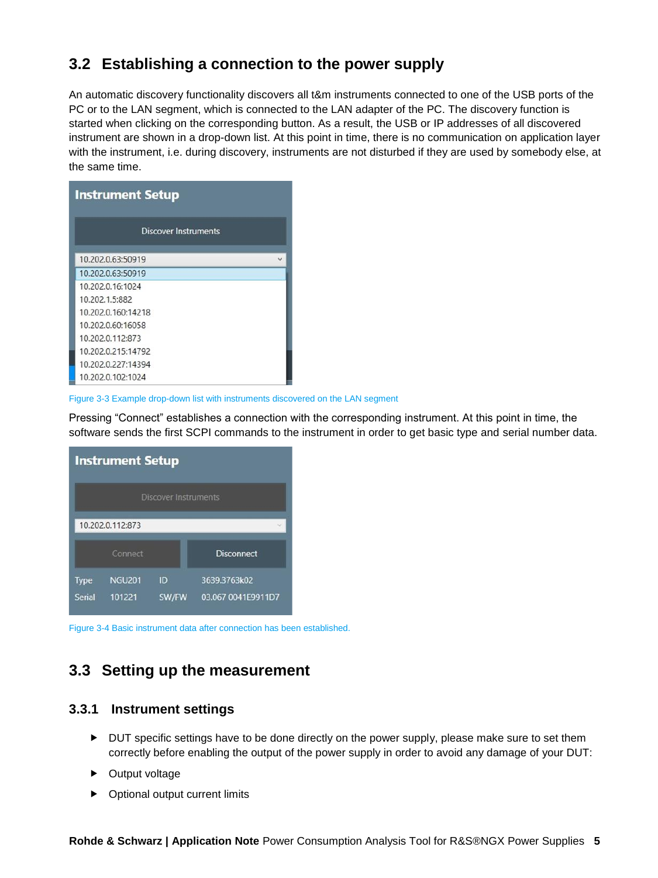## 3.2 Establishing a connection to the power supply

An automatic discovery functionality discovers all t&m instruments connected to one of the USB ports of the PC or to the LAN segment, which is connected to the LAN adapter of the PC. The discovery function is started when clicking on the corresponding button. As a result, the USB or IP addresses of all discovered instrument are shown in a drop-down list. At this point in time, there is no communication on application layer with the instrument, i.e. during discovery, instruments are not disturbed if they are used by somebody else, at the same time.

Figure 3-3 Example drop-down list with instruments discovered on the LAN segment

Pressing “Connect” establishes a connection with the corresponding instrument. At this point in time, the software sends the first SCPI commands to the instrument in order to get basic type and serial number data.

Figure 3-4 Basic instrument data after connection has been established.

## 3.3 Setting up the measurement

### 3.3.1 Instrument settings

- DUT specific settings have to be done directly on the power supply, please make sure to set them correctly before enabling the output of the power supply in order to avoid any damage of your DUT:
- Output voltage
- Optional output current limits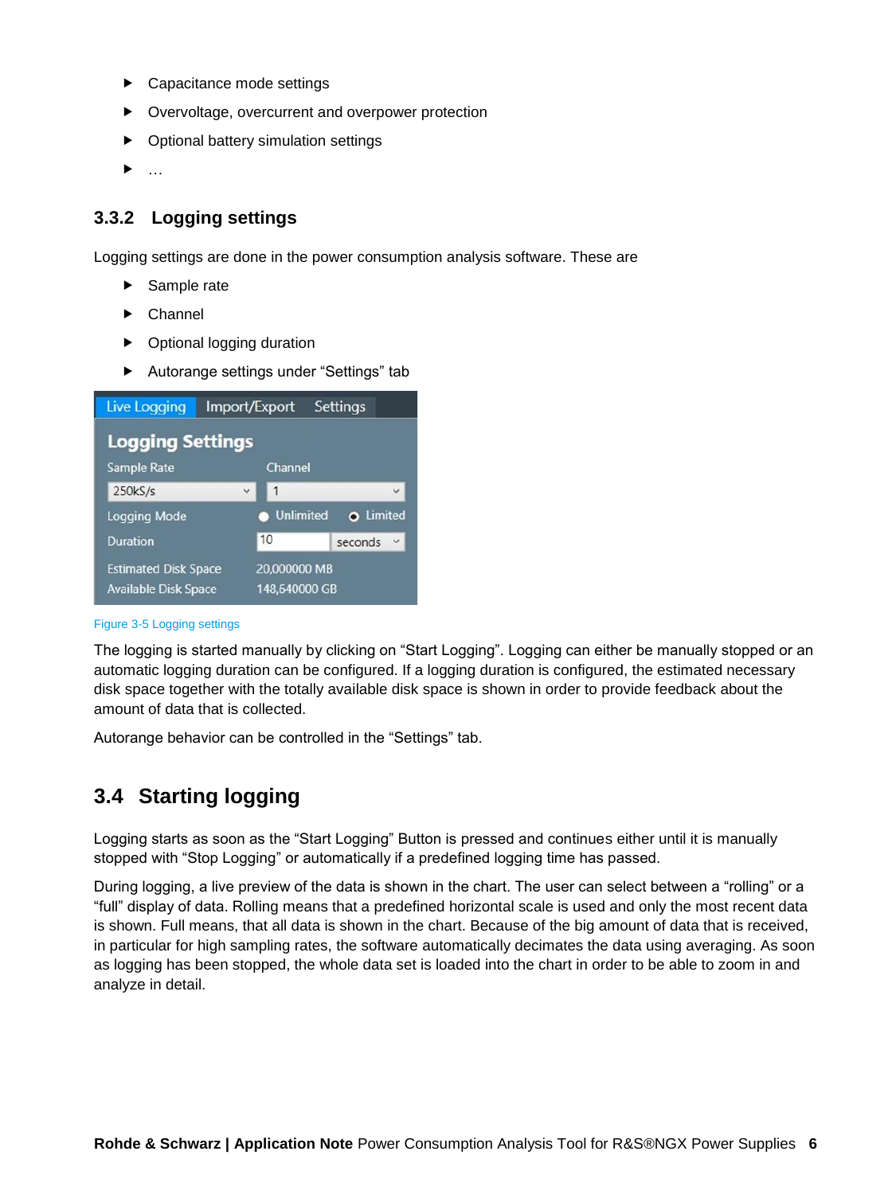- Capacitance mode settings
- Overvoltage, overcurrent and overpower protection
- Optional battery simulation settings
- …

### 3.3.2 Logging settings

Logging settings are done in the power consumption analysis software. These are

- Sample rate
- Channel
- Optional logging duration
- Autorange settings under "Settings" tab

Figure 3-5 Logging settings

The logging is started manually by clicking on "Start Logging". Logging can either be manually stopped or an automatic logging duration can be configured. If a logging duration is configured, the estimated necessary disk space together with the totally available disk space is shown in order to provide feedback about the amount of data that is collected.

Autorange behavior can be controlled in the "Settings" tab.

## 3.4 Starting logging

Logging starts as soon as the "Start Logging" Button is pressed and continues either until it is manually stopped with "Stop Logging" or automatically if a predefined logging time has passed.

During logging, a live preview of the data is shown in the chart. The user can select between a "rolling" or a "full" display of data. Rolling means that a predefined horizontal scale is used and only the most recent data is shown. Full means, that all data is shown in the chart. Because of the big amount of data that is received, in particular for high sampling rates, the software automatically decimates the data using averaging. As soon as logging has been stopped, the whole data set is loaded into the chart in order to be able to zoom in and analyze in detail.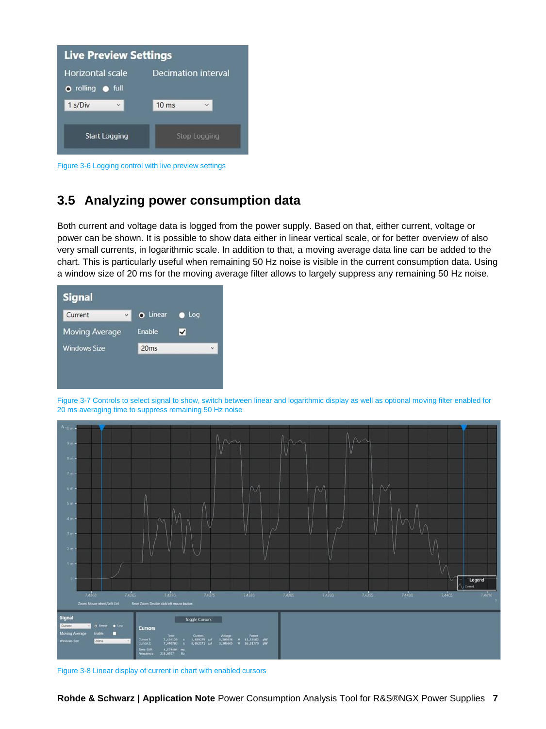Figure 3-6 Logging control with live preview settings

## 3.5 Analyzing power consumption data

Both current and voltage data is logged from the power supply. Based on that, either current, voltage or power can be shown. It is possible to show data either in linear vertical scale, or for better overview of also very small currents, in logarithmic scale. In addition to that, a moving average data line can be added to the chart. This is particularly useful when remaining 50 Hz noise is visible in the current consumption data. Using a window size of 20 ms for the moving average filter allows to largely suppress any remaining 50 Hz noise.

Figure 3-7 Controls to select signal to show, switch between linear and logarithmic display as well as optional moving filter enabled for 20 ms averaging time to suppress remaining 50 Hz noise

Figure 3-8 Linear display of current in chart with enabled cursors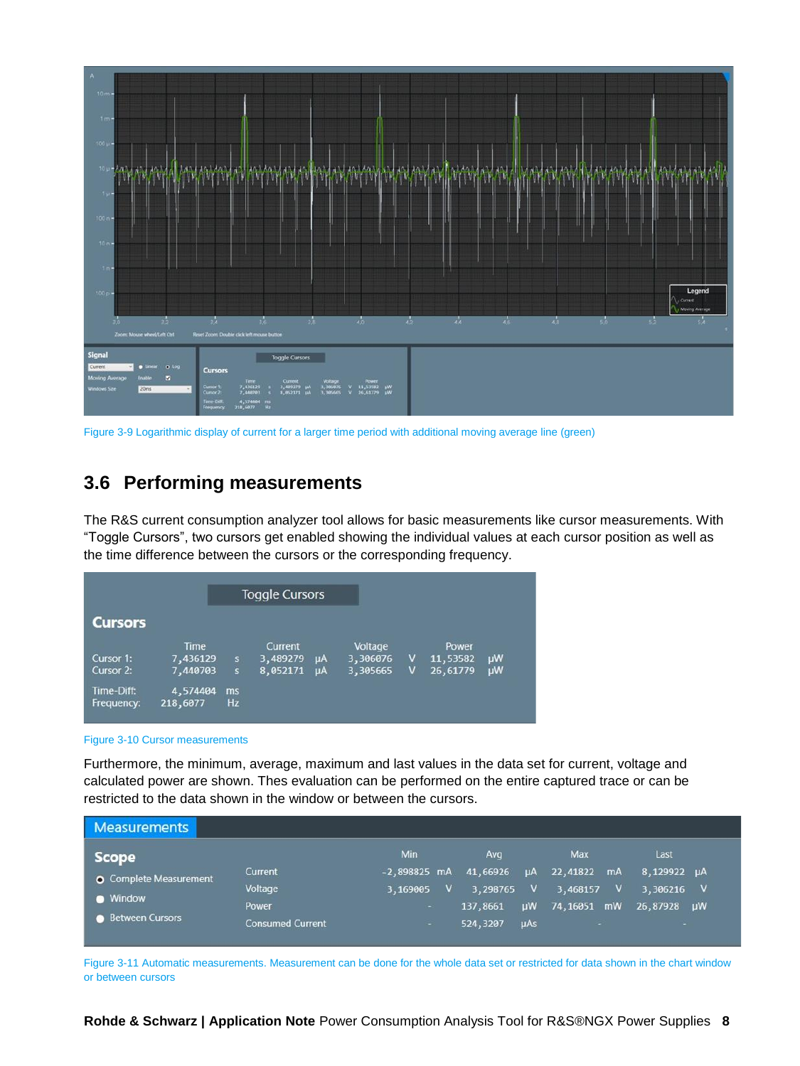Figure 3-9 Logarithmic display of current for a larger time period with additional moving average line (green)

## 3.6 Performing measurements

The R&S current consumption analyzer tool allows for basic measurements like cursor measurements. With “Toggle Cursors”, two cursors get enabled showing the individual values at each cursor position as well as the time difference between the cursors or the corresponding frequency.

Figure 3-10 Cursor measurements

Furthermore, the minimum, average, maximum and last values in the data set for current, voltage and calculated power are shown. Thes evaluation can be performed on the entire captured trace or can be restricted to the data shown in the window or between the cursors.

Figure 3-11 Automatic measurements. Measurement can be done for the whole data set or restricted for data shown in the chart window or between cursors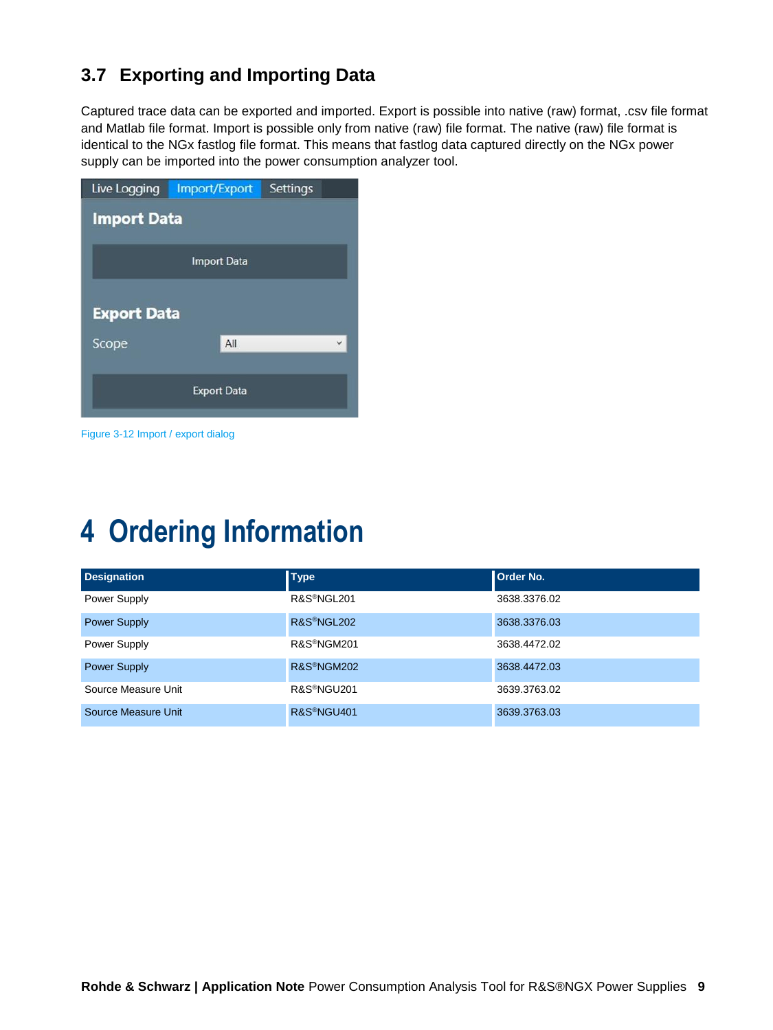### 3.7 Exporting and Importing Data

Captured trace data can be exported and imported. Export is possible into native (raw) format, .csv file format and Matlab file format. Import is possible only from native (raw) file format. The native (raw) file format is identical to the NGx fastlog file format. This means that fastlog data captured directly on the NGx power supply can be imported into the power consumption analyzer tool.

Figure 3-12 Import / export dialog

# 4 Ordering Information

| Designation | Type | Order No. |
|---|---|---|
| Power Supply | R&S®NGL201 | 3638.3376.02 |
| Power Supply | R&S®NGL202 | 3638.3376.03 |
| Power Supply | R&S®NGM201 | 3638.4472.02 |
| Power Supply | R&S®NGM202 | 3638.4472.03 |
| Source Measure Unit | R&S®NGU201 | 3639.3763.02 |
| Source Measure Unit | R&S®NGU401 | 3639.3763.03 |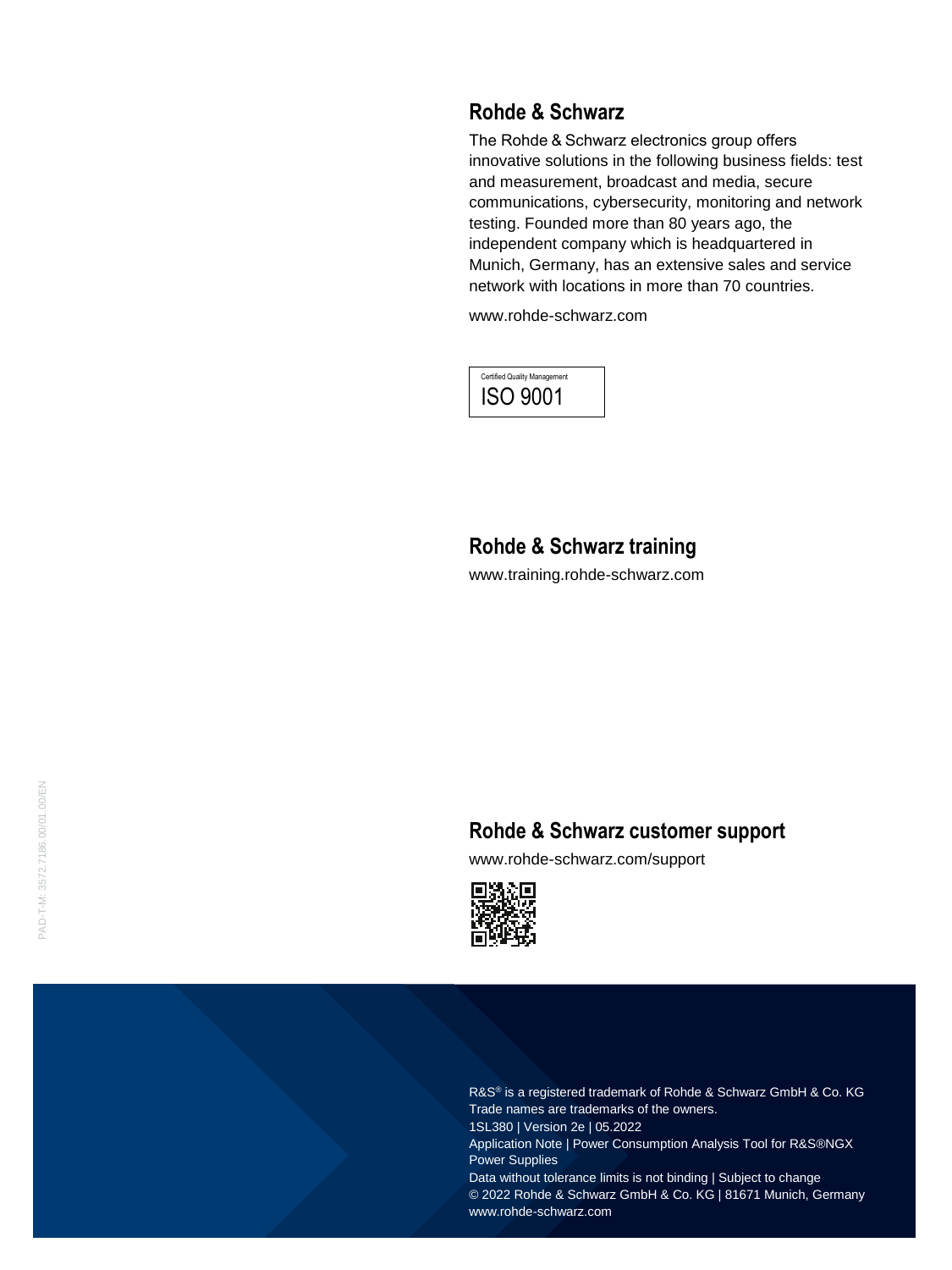## Rohde & Schwarz

The Rohde & Schwarz electronics group offers innovative solutions in the following business fields: test and measurement, broadcast and media, secure communications, cybersecurity, monitoring and network testing. Founded more than 80 years ago, the independent company which is headquartered in Munich, Germany, has an extensive sales and service network with locations in more than 70 countries.

www.rohde-schwarz.com

Certified Quality Management
ISO 9001

## Rohde & Schwarz training

www.training.rohde-schwarz.com

## Rohde & Schwarz customer support

www.rohde-schwarz.com/support

PAD-T-M: 3572.7186.00/01.00/EN

R&S® is a registered trademark of Rohde & Schwarz GmbH & Co. KG
Trade names are trademarks of the owners.
1SL380 | Version 2e | 05.2022
Application Note | Power Consumption Analysis Tool for R&S®NGX Power Supplies
Data without tolerance limits is not binding | Subject to change
© 2022 Rohde & Schwarz GmbH & Co. KG | 81671 Munich, Germany
www.rohde-schwarz.com